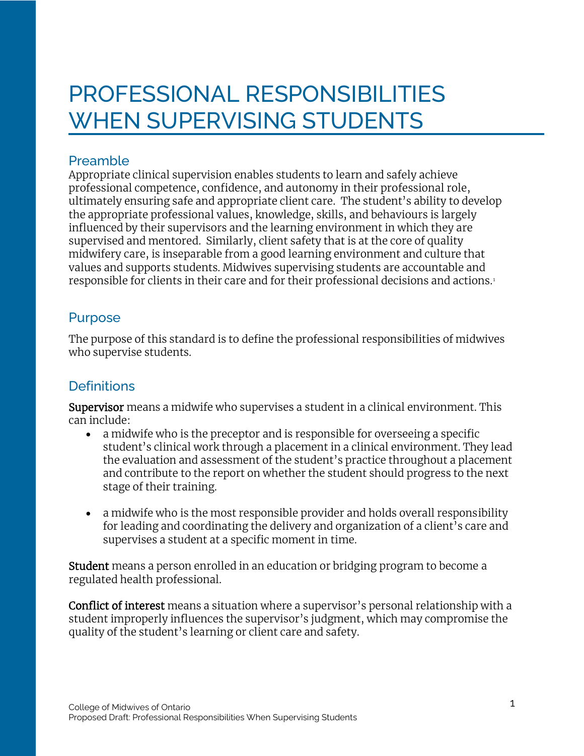# PROFESSIONAL RESPONSIBILITIES WHEN SUPERVISING STUDENTS

## Preamble

Appropriate clinical supervision enables students to learn and safely achieve professional competence, confidence, and autonomy in their professional role, ultimately ensuring safe and appropriate client care. The student's ability to develop the appropriate professional values, knowledge, skills, and behaviours is largely influenced by their supervisors and the learning environment in which they are supervised and mentored. Similarly, client safety that is at the core of quality midwifery care, is inseparable from a good learning environment and culture that values and supports students. Midwives supervising students are accountable and responsible for clients in their care and for their professional decisions and actions.[1]

## Purpose

The purpose of this standard is to define the professional responsibilities of midwives who supervise students.

## Definitions

**Supervisor** means a midwife who supervises a student in a clinical environment. This can include:

- a midwife who is the preceptor and is responsible for overseeing a specific student's clinical work through a placement in a clinical environment. They lead the evaluation and assessment of the student's practice throughout a placement and contribute to the report on whether the student should progress to the next stage of their training.

- a midwife who is the most responsible provider and holds overall responsibility for leading and coordinating the delivery and organization of a client's care and supervises a student at a specific moment in time.

**Student** means a person enrolled in an education or bridging program to become a regulated health professional.

**Conflict of interest** means a situation where a supervisor's personal relationship with a student improperly influences the supervisor's judgment, which may compromise the quality of the student's learning or client care and safety.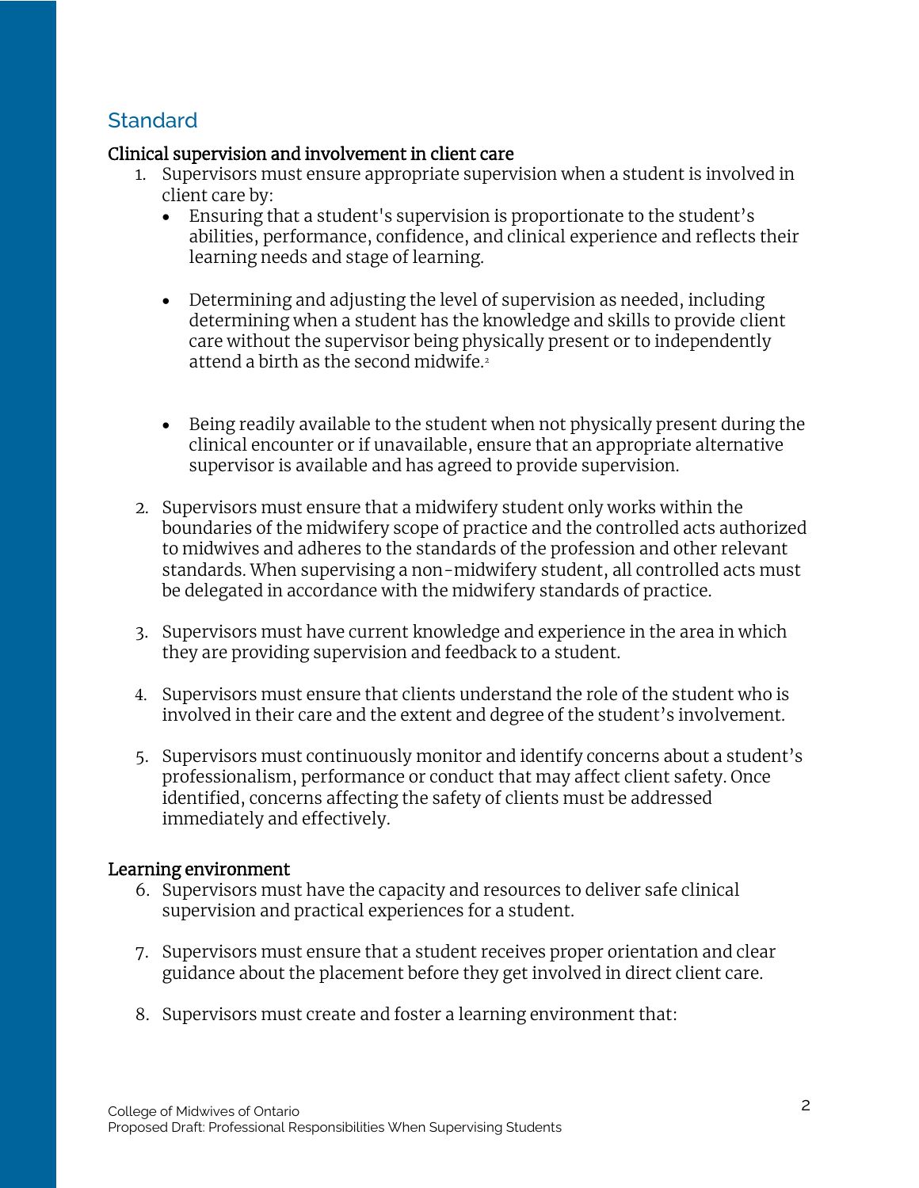## Standard

**Clinical supervision and involvement in client care**

1. Supervisors must ensure appropriate supervision when a student is involved in client care by:
   - Ensuring that a student's supervision is proportionate to the student's abilities, performance, confidence, and clinical experience and reflects their learning needs and stage of learning.
   - Determining and adjusting the level of supervision as needed, including determining when a student has the knowledge and skills to provide client care without the supervisor being physically present or to independently attend a birth as the second midwife.[2]
   - Being readily available to the student when not physically present during the clinical encounter or if unavailable, ensure that an appropriate alternative supervisor is available and has agreed to provide supervision.
2. Supervisors must ensure that a midwifery student only works within the boundaries of the midwifery scope of practice and the controlled acts authorized to midwives and adheres to the standards of the profession and other relevant standards. When supervising a non-midwifery student, all controlled acts must be delegated in accordance with the midwifery standards of practice.
3. Supervisors must have current knowledge and experience in the area in which they are providing supervision and feedback to a student.
4. Supervisors must ensure that clients understand the role of the student who is involved in their care and the extent and degree of the student's involvement.
5. Supervisors must continuously monitor and identify concerns about a student's professionalism, performance or conduct that may affect client safety. Once identified, concerns affecting the safety of clients must be addressed immediately and effectively.

**Learning environment**

6. Supervisors must have the capacity and resources to deliver safe clinical supervision and practical experiences for a student.
7. Supervisors must ensure that a student receives proper orientation and clear guidance about the placement before they get involved in direct client care.
8. Supervisors must create and foster a learning environment that: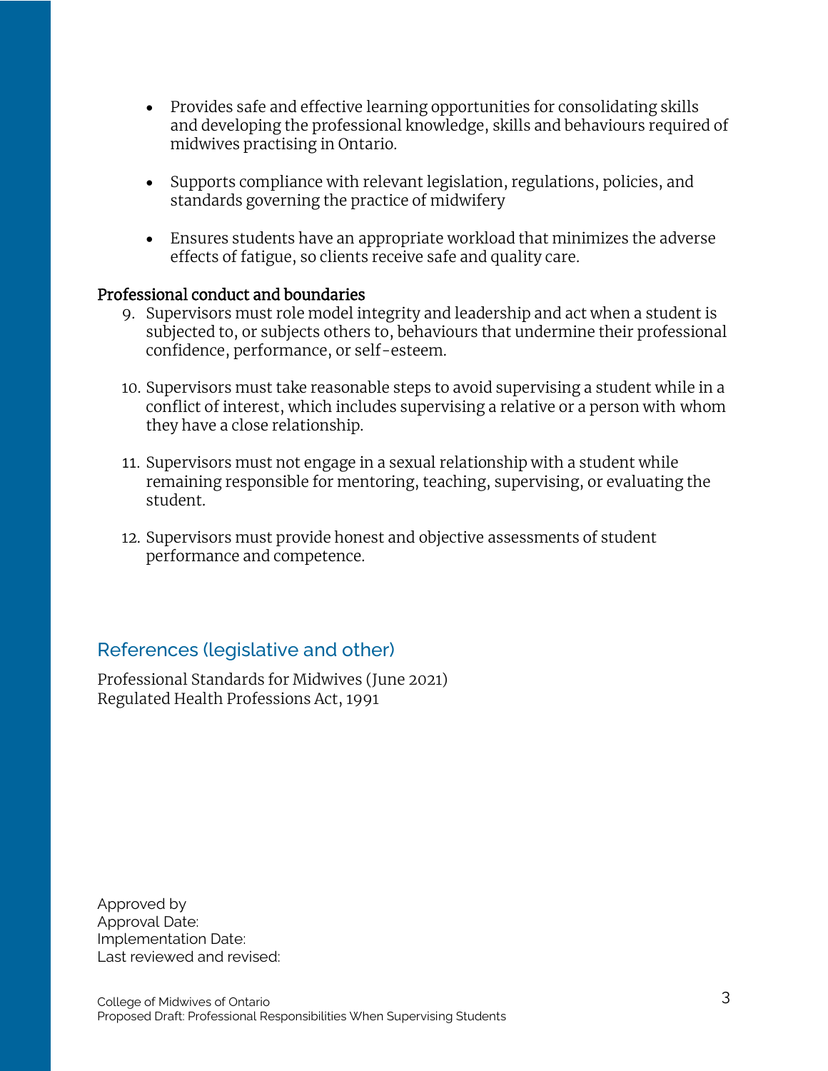- Provides safe and effective learning opportunities for consolidating skills and developing the professional knowledge, skills and behaviours required of midwives practising in Ontario.

- Supports compliance with relevant legislation, regulations, policies, and standards governing the practice of midwifery

- Ensures students have an appropriate workload that minimizes the adverse effects of fatigue, so clients receive safe and quality care.

**Professional conduct and boundaries**

9. Supervisors must role model integrity and leadership and act when a student is subjected to, or subjects others to, behaviours that undermine their professional confidence, performance, or self-esteem.

10. Supervisors must take reasonable steps to avoid supervising a student while in a conflict of interest, which includes supervising a relative or a person with whom they have a close relationship.

11. Supervisors must not engage in a sexual relationship with a student while remaining responsible for mentoring, teaching, supervising, or evaluating the student.

12. Supervisors must provide honest and objective assessments of student performance and competence.

## References (legislative and other)

Professional Standards for Midwives (June 2021)
Regulated Health Professions Act, 1991

Approved by
Approval Date:
Implementation Date:
Last reviewed and revised: